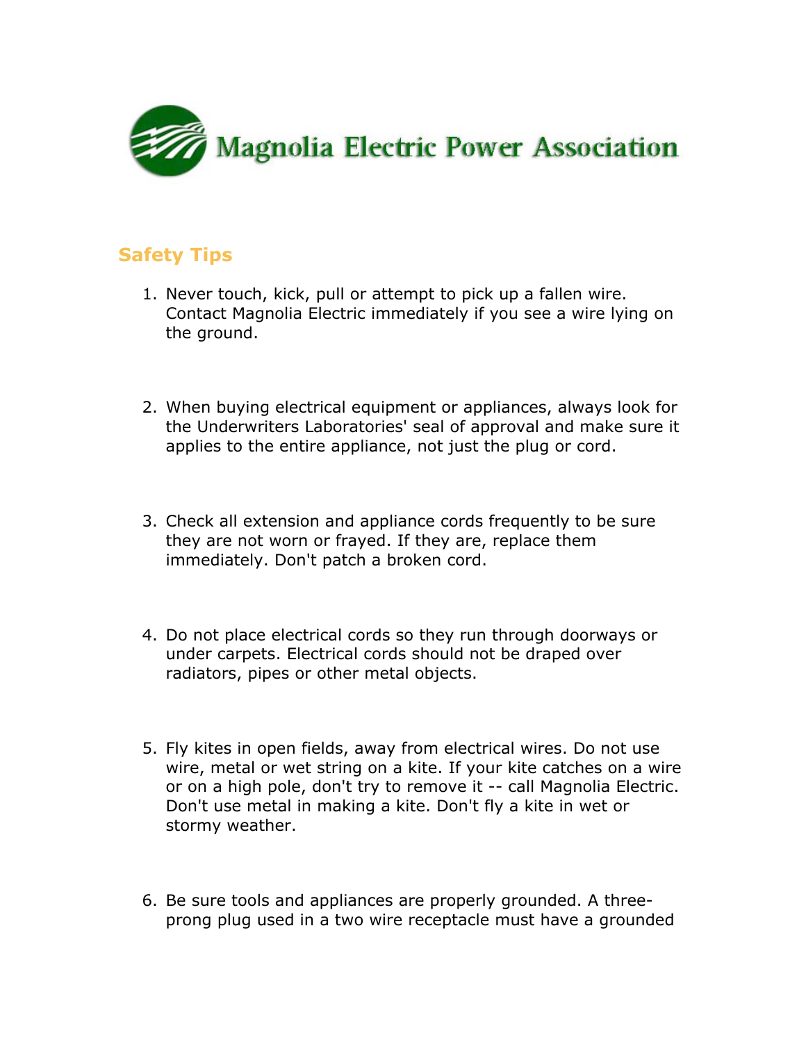# Magnolia Electric Power Association

## Safety Tips

1. Never touch, kick, pull or attempt to pick up a fallen wire. Contact Magnolia Electric immediately if you see a wire lying on the ground.

2. When buying electrical equipment or appliances, always look for the Underwriters Laboratories' seal of approval and make sure it applies to the entire appliance, not just the plug or cord.

3. Check all extension and appliance cords frequently to be sure they are not worn or frayed. If they are, replace them immediately. Don't patch a broken cord.

4. Do not place electrical cords so they run through doorways or under carpets. Electrical cords should not be draped over radiators, pipes or other metal objects.

5. Fly kites in open fields, away from electrical wires. Do not use wire, metal or wet string on a kite. If your kite catches on a wire or on a high pole, don't try to remove it -- call Magnolia Electric. Don't use metal in making a kite. Don't fly a kite in wet or stormy weather.

6. Be sure tools and appliances are properly grounded. A three-prong plug used in a two wire receptacle must have a grounded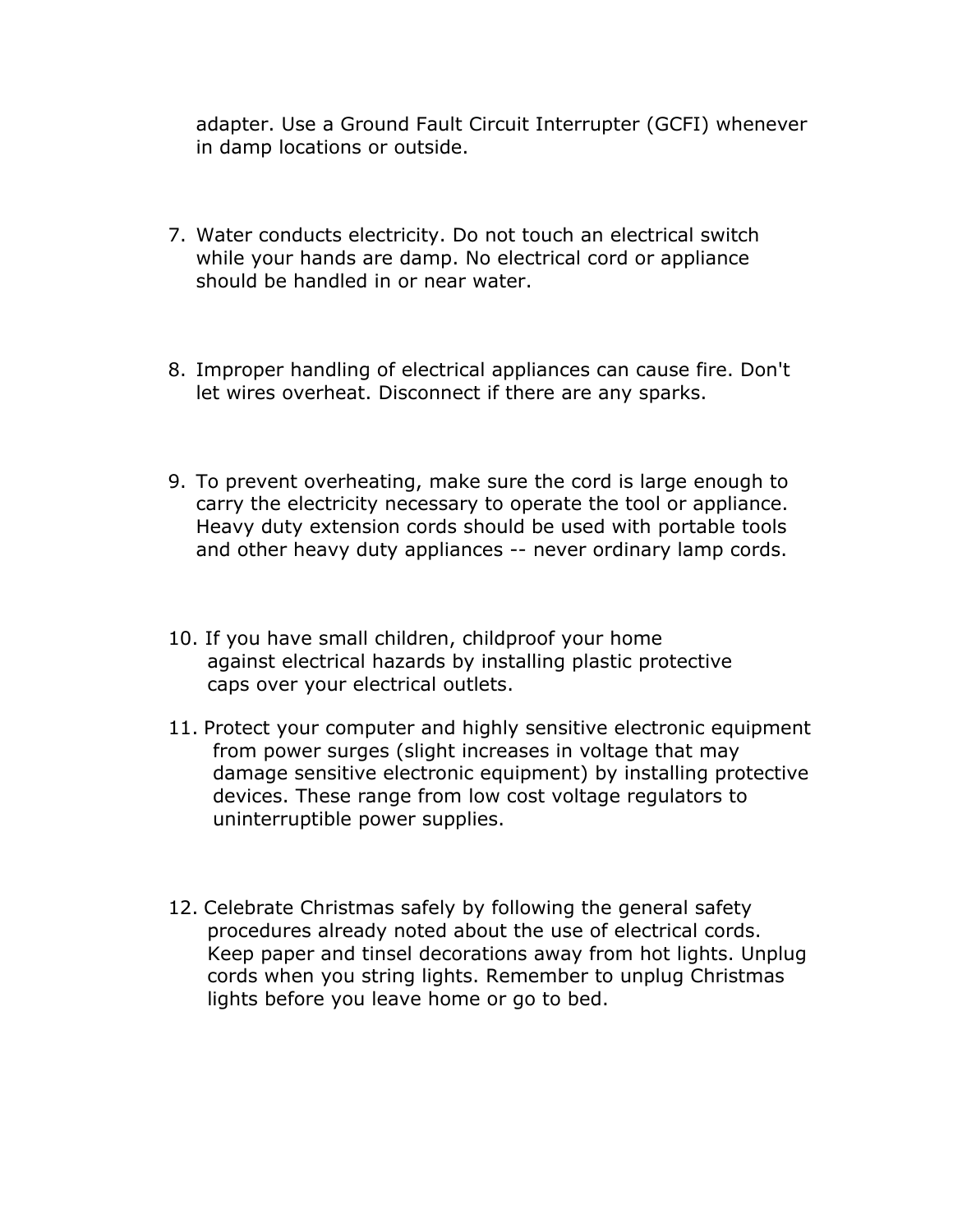adapter. Use a Ground Fault Circuit Interrupter (GCFI) whenever in damp locations or outside.

7. Water conducts electricity. Do not touch an electrical switch while your hands are damp. No electrical cord or appliance should be handled in or near water.

8. Improper handling of electrical appliances can cause fire. Don't let wires overheat. Disconnect if there are any sparks.

9. To prevent overheating, make sure the cord is large enough to carry the electricity necessary to operate the tool or appliance. Heavy duty extension cords should be used with portable tools and other heavy duty appliances -- never ordinary lamp cords.

10. If you have small children, childproof your home against electrical hazards by installing plastic protective caps over your electrical outlets.

11. Protect your computer and highly sensitive electronic equipment from power surges (slight increases in voltage that may damage sensitive electronic equipment) by installing protective devices. These range from low cost voltage regulators to uninterruptible power supplies.

12. Celebrate Christmas safely by following the general safety procedures already noted about the use of electrical cords. Keep paper and tinsel decorations away from hot lights. Unplug cords when you string lights. Remember to unplug Christmas lights before you leave home or go to bed.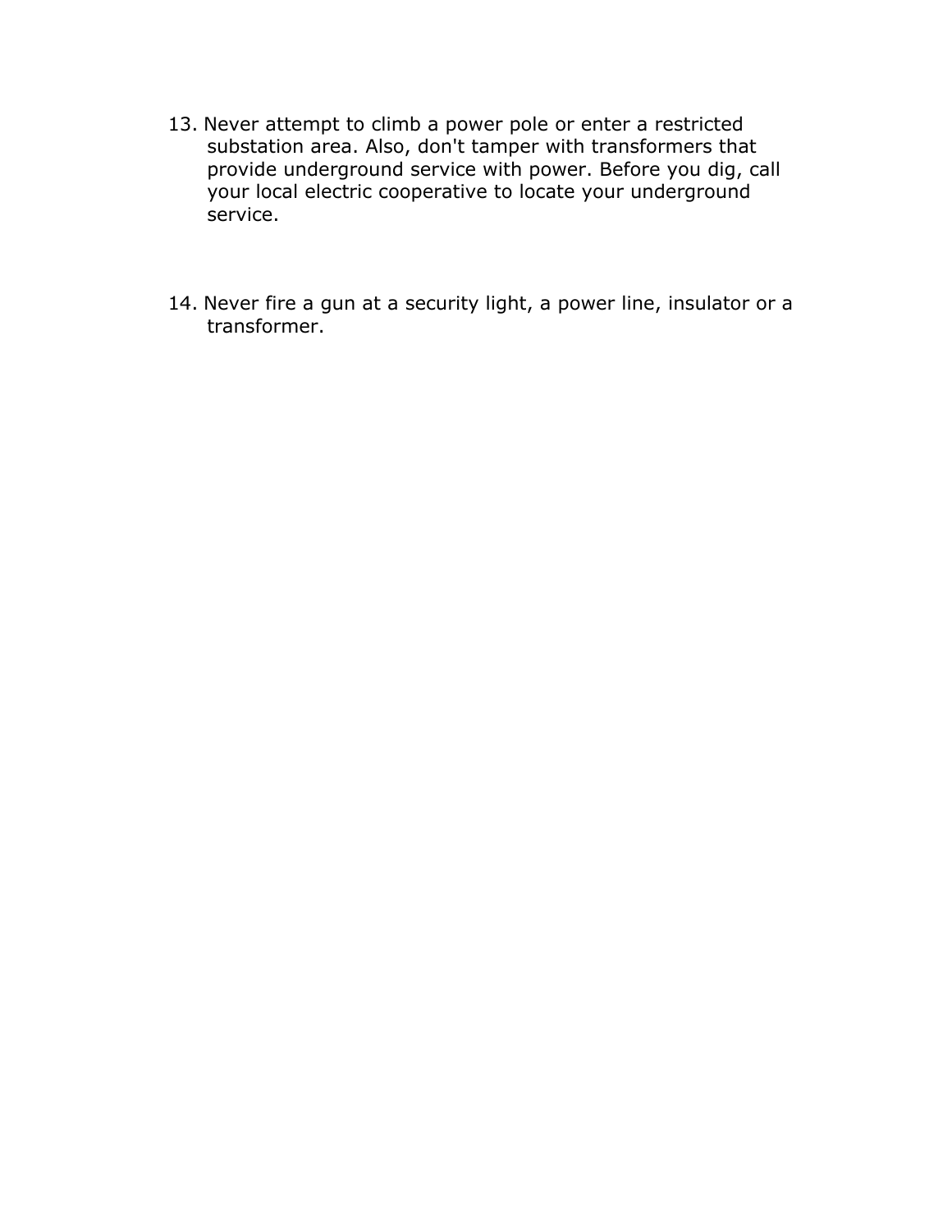13. Never attempt to climb a power pole or enter a restricted substation area. Also, don't tamper with transformers that provide underground service with power. Before you dig, call your local electric cooperative to locate your underground service.

14. Never fire a gun at a security light, a power line, insulator or a transformer.